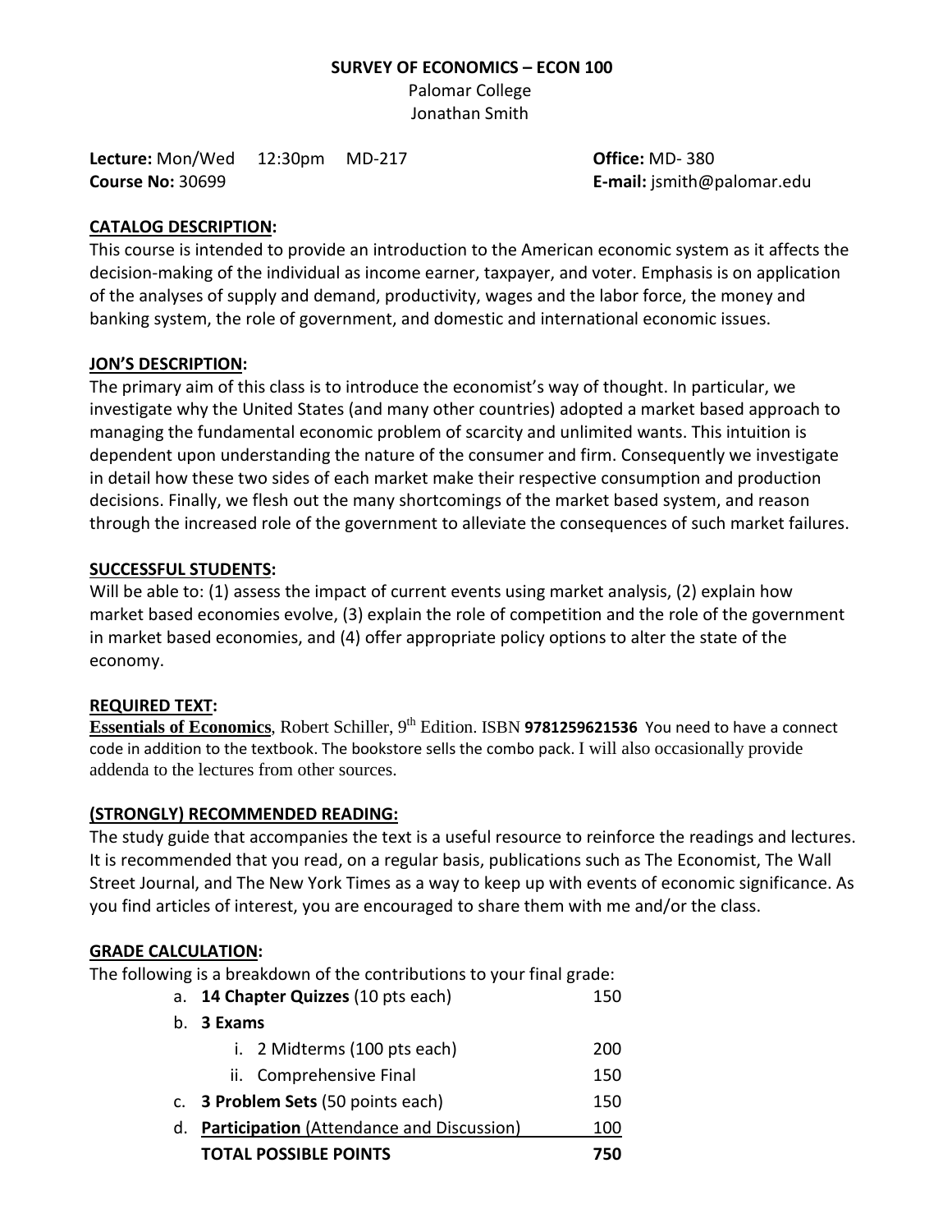**SURVEY OF ECONOMICS – ECON 100**

Palomar College

Jonathan Smith

**Lecture:** Mon/Wed 12:30pm MD-217

**Course No:** 30699

**Office:** MD- 380

**E-mail:** jsmith@palomar.edu

## CATALOG DESCRIPTION:

This course is intended to provide an introduction to the American economic system as it affects the decision-making of the individual as income earner, taxpayer, and voter. Emphasis is on application of the analyses of supply and demand, productivity, wages and the labor force, the money and banking system, the role of government, and domestic and international economic issues.

## JON'S DESCRIPTION:

The primary aim of this class is to introduce the economist's way of thought. In particular, we investigate why the United States (and many other countries) adopted a market based approach to managing the fundamental economic problem of scarcity and unlimited wants. This intuition is dependent upon understanding the nature of the consumer and firm. Consequently we investigate in detail how these two sides of each market make their respective consumption and production decisions. Finally, we flesh out the many shortcomings of the market based system, and reason through the increased role of the government to alleviate the consequences of such market failures.

## SUCCESSFUL STUDENTS:

Will be able to: (1) assess the impact of current events using market analysis, (2) explain how market based economies evolve, (3) explain the role of competition and the role of the government in market based economies, and (4) offer appropriate policy options to alter the state of the economy.

## REQUIRED TEXT:

**Essentials of Economics**, Robert Schiller, 9th Edition. ISBN **9781259621536** You need to have a connect code in addition to the textbook. The bookstore sells the combo pack. I will also occasionally provide addenda to the lectures from other sources.

## (STRONGLY) RECOMMENDED READING:

The study guide that accompanies the text is a useful resource to reinforce the readings and lectures. It is recommended that you read, on a regular basis, publications such as The Economist, The Wall Street Journal, and The New York Times as a way to keep up with events of economic significance. As you find articles of interest, you are encouraged to share them with me and/or the class.

## GRADE CALCULATION:

The following is a breakdown of the contributions to your final grade:

| Item | Points |
|---|---|
| a. **14 Chapter Quizzes** (10 pts each) | 150 |
| b. **3 Exams** | |
| i. 2 Midterms (100 pts each) | 200 |
| ii. Comprehensive Final | 150 |
| c. **3 Problem Sets** (50 points each) | 150 |
| d. **Participation** (Attendance and Discussion) | 100 |
| **TOTAL POSSIBLE POINTS** | **750** |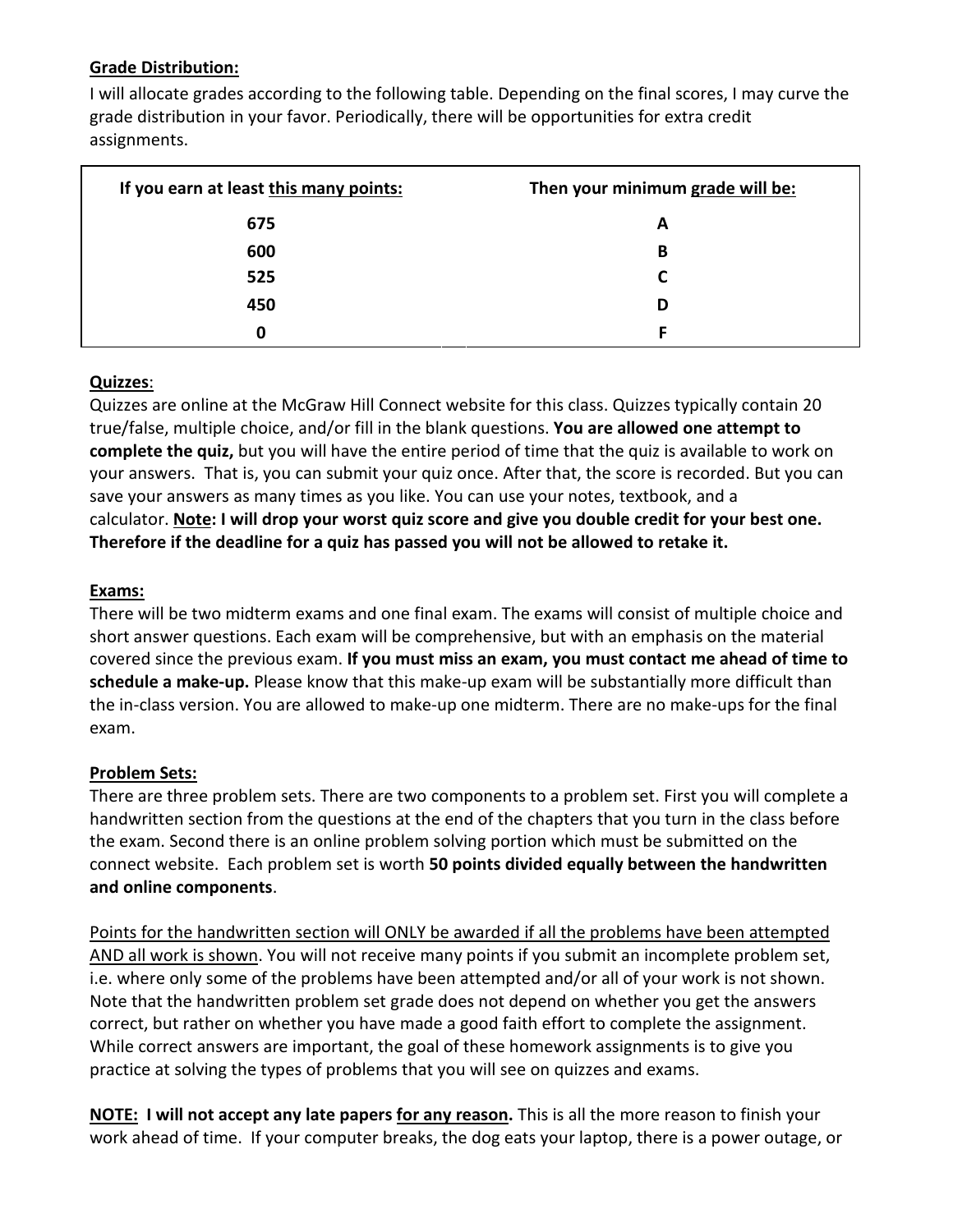**Grade Distribution:**

I will allocate grades according to the following table. Depending on the final scores, I may curve the grade distribution in your favor. Periodically, there will be opportunities for extra credit assignments.

| If you earn at least this many points: | Then your minimum grade will be: |
|---|---|
| 675 | A |
| 600 | B |
| 525 | C |
| 450 | D |
| 0 | F |

**Quizzes**:

Quizzes are online at the McGraw Hill Connect website for this class. Quizzes typically contain 20 true/false, multiple choice, and/or fill in the blank questions. **You are allowed one attempt to complete the quiz,** but you will have the entire period of time that the quiz is available to work on your answers. That is, you can submit your quiz once. After that, the score is recorded. But you can save your answers as many times as you like. You can use your notes, textbook, and a calculator. **Note: I will drop your worst quiz score and give you double credit for your best one. Therefore if the deadline for a quiz has passed you will not be allowed to retake it.**

**Exams:**

There will be two midterm exams and one final exam. The exams will consist of multiple choice and short answer questions. Each exam will be comprehensive, but with an emphasis on the material covered since the previous exam. **If you must miss an exam, you must contact me ahead of time to schedule a make-up.** Please know that this make-up exam will be substantially more difficult than the in-class version. You are allowed to make-up one midterm. There are no make-ups for the final exam.

**Problem Sets:**

There are three problem sets. There are two components to a problem set. First you will complete a handwritten section from the questions at the end of the chapters that you turn in the class before the exam. Second there is an online problem solving portion which must be submitted on the connect website. Each problem set is worth **50 points divided equally between the handwritten and online components**.

Points for the handwritten section will ONLY be awarded if all the problems have been attempted AND all work is shown. You will not receive many points if you submit an incomplete problem set, i.e. where only some of the problems have been attempted and/or all of your work is not shown. Note that the handwritten problem set grade does not depend on whether you get the answers correct, but rather on whether you have made a good faith effort to complete the assignment. While correct answers are important, the goal of these homework assignments is to give you practice at solving the types of problems that you will see on quizzes and exams.

**NOTE: I will not accept any late papers for any reason.** This is all the more reason to finish your work ahead of time. If your computer breaks, the dog eats your laptop, there is a power outage, or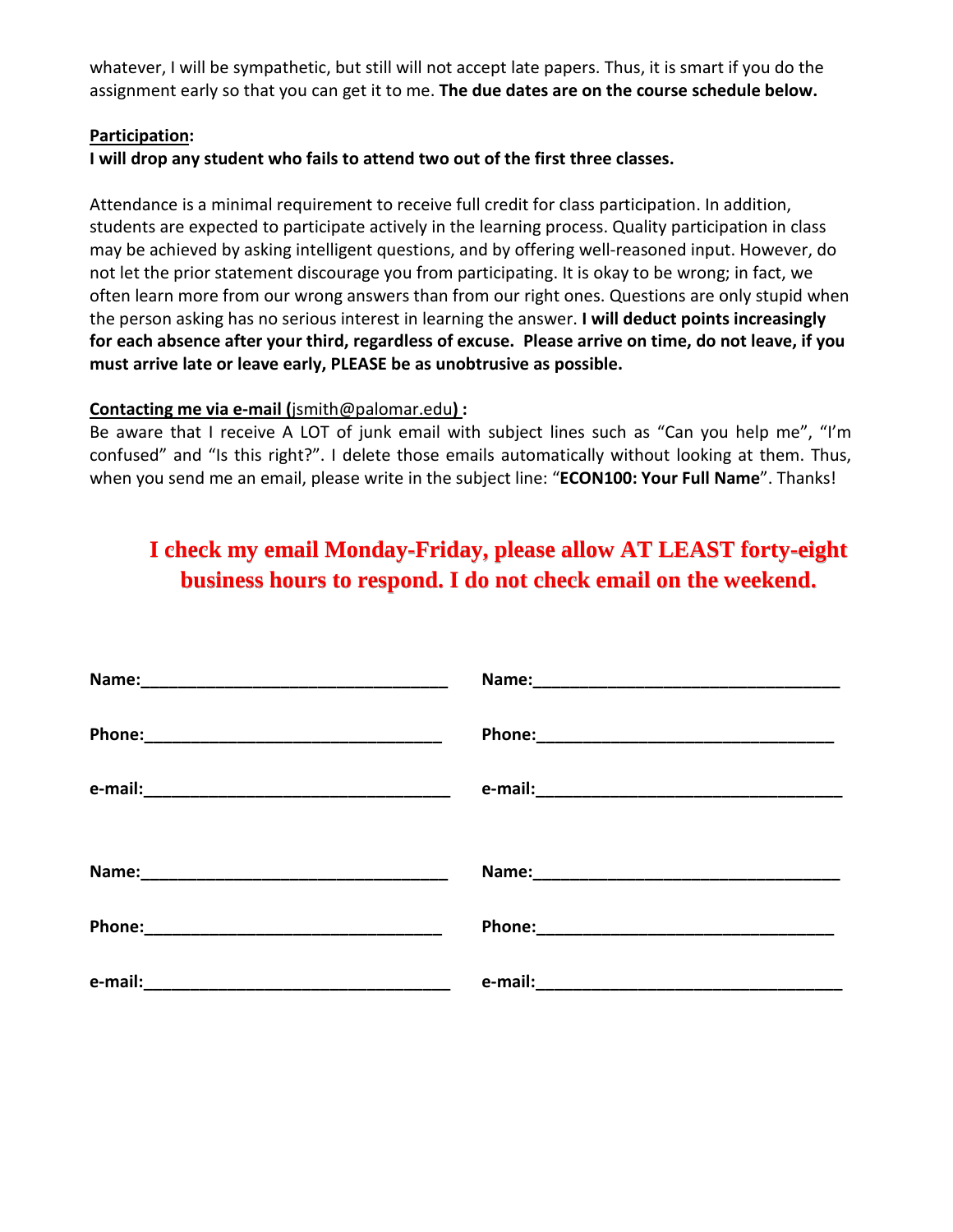whatever, I will be sympathetic, but still will not accept late papers. Thus, it is smart if you do the assignment early so that you can get it to me. **The due dates are on the course schedule below.**

**Participation:**

**I will drop any student who fails to attend two out of the first three classes.**

Attendance is a minimal requirement to receive full credit for class participation. In addition, students are expected to participate actively in the learning process. Quality participation in class may be achieved by asking intelligent questions, and by offering well-reasoned input. However, do not let the prior statement discourage you from participating. It is okay to be wrong; in fact, we often learn more from our wrong answers than from our right ones. Questions are only stupid when the person asking has no serious interest in learning the answer. **I will deduct points increasingly for each absence after your third, regardless of excuse. Please arrive on time, do not leave, if you must arrive late or leave early, PLEASE be as unobtrusive as possible.**

**Contacting me via e-mail (**jsmith@palomar.edu**) :**

Be aware that I receive A LOT of junk email with subject lines such as "Can you help me", "I'm confused" and "Is this right?". I delete those emails automatically without looking at them. Thus, when you send me an email, please write in the subject line: "**ECON100: Your Full Name**". Thanks!

**I check my email Monday-Friday, please allow AT LEAST forty-eight business hours to respond. I do not check email on the weekend.**

**Name:**_________________________________ **Name:**_________________________________

**Phone:**________________________________ **Phone:**________________________________

**e-mail:**________________________________ **e-mail:**________________________________

**Name:**_________________________________ **Name:**_________________________________

**Phone:**________________________________ **Phone:**________________________________

**e-mail:**________________________________ **e-mail:**________________________________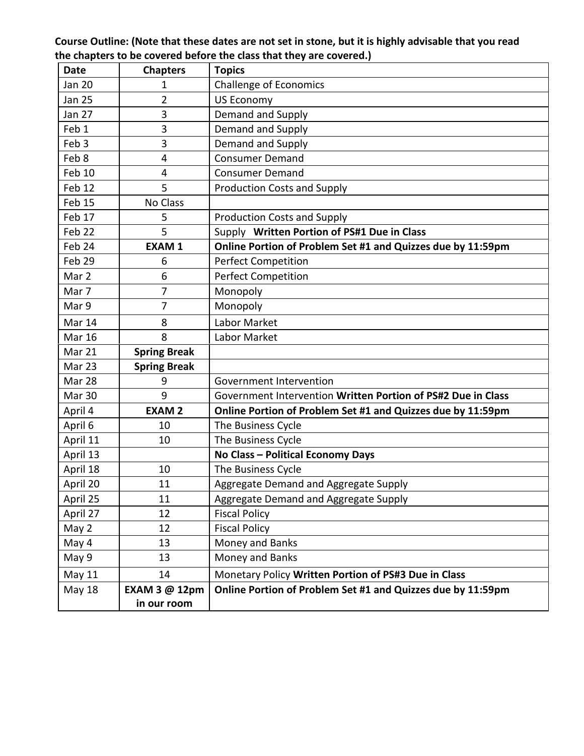**Course Outline: (Note that these dates are not set in stone, but it is highly advisable that you read the chapters to be covered before the class that they are covered.)**

| **Date** | **Chapters** | **Topics** |
|---|---|---|
| Jan 20 | 1 | Challenge of Economics |
| Jan 25 | 2 | US Economy |
| Jan 27 | 3 | Demand and Supply |
| Feb 1 | 3 | Demand and Supply |
| Feb 3 | 3 | Demand and Supply |
| Feb 8 | 4 | Consumer Demand |
| Feb 10 | 4 | Consumer Demand |
| Feb 12 | 5 | Production Costs and Supply |
| Feb 15 | No Class | |
| Feb 17 | 5 | Production Costs and Supply |
| Feb 22 | 5 | Supply **Written Portion of PS#1 Due in Class** |
| Feb 24 | **EXAM 1** | **Online Portion of Problem Set #1 and Quizzes due by 11:59pm** |
| Feb 29 | 6 | Perfect Competition |
| Mar 2 | 6 | Perfect Competition |
| Mar 7 | 7 | Monopoly |
| Mar 9 | 7 | Monopoly |
| Mar 14 | 8 | Labor Market |
| Mar 16 | 8 | Labor Market |
| Mar 21 | **Spring Break** | |
| Mar 23 | **Spring Break** | |
| Mar 28 | 9 | Government Intervention |
| Mar 30 | 9 | Government Intervention **Written Portion of PS#2 Due in Class** |
| April 4 | **EXAM 2** | **Online Portion of Problem Set #1 and Quizzes due by 11:59pm** |
| April 6 | 10 | The Business Cycle |
| April 11 | 10 | The Business Cycle |
| April 13 | | **No Class – Political Economy Days** |
| April 18 | 10 | The Business Cycle |
| April 20 | 11 | Aggregate Demand and Aggregate Supply |
| April 25 | 11 | Aggregate Demand and Aggregate Supply |
| April 27 | 12 | Fiscal Policy |
| May 2 | 12 | Fiscal Policy |
| May 4 | 13 | Money and Banks |
| May 9 | 13 | Money and Banks |
| May 11 | 14 | Monetary Policy **Written Portion of PS#3 Due in Class** |
| May 18 | **EXAM 3 @ 12pm in our room** | **Online Portion of Problem Set #1 and Quizzes due by 11:59pm** |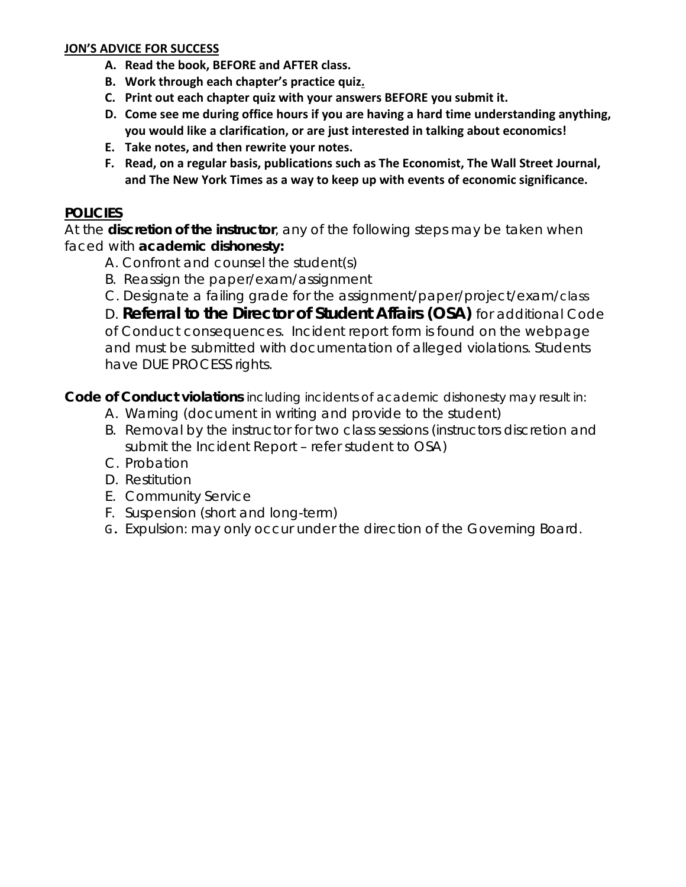**JON'S ADVICE FOR SUCCESS**

A. **Read the book, BEFORE and AFTER class.**
B. **Work through each chapter's practice quiz.**
C. **Print out each chapter quiz with your answers BEFORE you submit it.**
D. **Come see me during office hours if you are having a hard time understanding anything, you would like a clarification, or are just interested in talking about economics!**
E. **Take notes, and then rewrite your notes.**
F. **Read, on a regular basis, publications such as The Economist, The Wall Street Journal, and The New York Times as a way to keep up with events of economic significance.**

## POLICIES

At the **discretion of the instructor**, any of the following steps may be taken when faced with **academic dishonesty:**

A. Confront and counsel the student(s)
B. Reassign the paper/exam/assignment
C. Designate a failing grade for the assignment/paper/project/exam/class
D. **Referral to the Director of Student Affairs (OSA)** for additional Code of Conduct consequences. Incident report form is found on the webpage and must be submitted with documentation of alleged violations. Students have DUE PROCESS rights.

**Code of Conduct violations** including incidents of academic dishonesty may result in:

A. Warning (document in writing and provide to the student)
B. Removal by the instructor for two class sessions (instructors discretion and submit the Incident Report – refer student to OSA)
C. Probation
D. Restitution
E. Community Service
F. Suspension (short and long-term)
G. Expulsion: may only occur under the direction of the Governing Board.